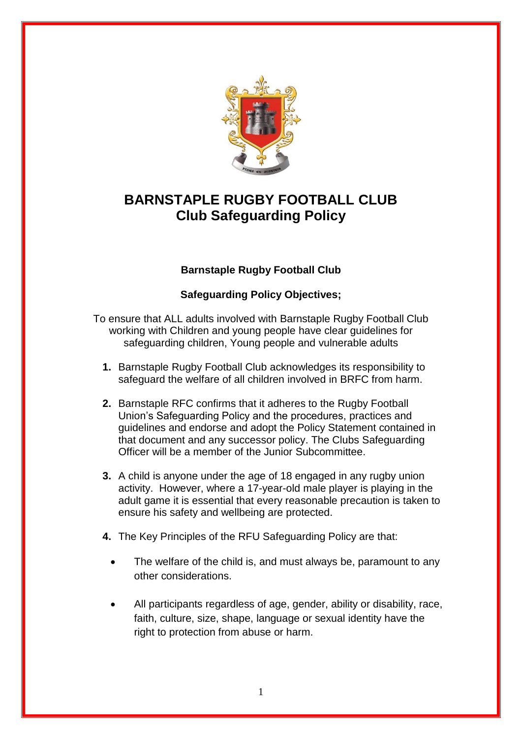# BARNSTAPLE RUGBY FOOTBALL CLUB
## Club Safeguarding Policy

**Barnstaple Rugby Football Club**

**Safeguarding Policy Objectives;**

To ensure that ALL adults involved with Barnstaple Rugby Football Club working with Children and young people have clear guidelines for safeguarding children, Young people and vulnerable adults

1. Barnstaple Rugby Football Club acknowledges its responsibility to safeguard the welfare of all children involved in BRFC from harm.

2. Barnstaple RFC confirms that it adheres to the Rugby Football Union's Safeguarding Policy and the procedures, practices and guidelines and endorse and adopt the Policy Statement contained in that document and any successor policy. The Clubs Safeguarding Officer will be a member of the Junior Subcommittee.

3. A child is anyone under the age of 18 engaged in any rugby union activity. However, where a 17-year-old male player is playing in the adult game it is essential that every reasonable precaution is taken to ensure his safety and wellbeing are protected.

4. The Key Principles of the RFU Safeguarding Policy are that:

   - The welfare of the child is, and must always be, paramount to any other considerations.

   - All participants regardless of age, gender, ability or disability, race, faith, culture, size, shape, language or sexual identity have the right to protection from abuse or harm.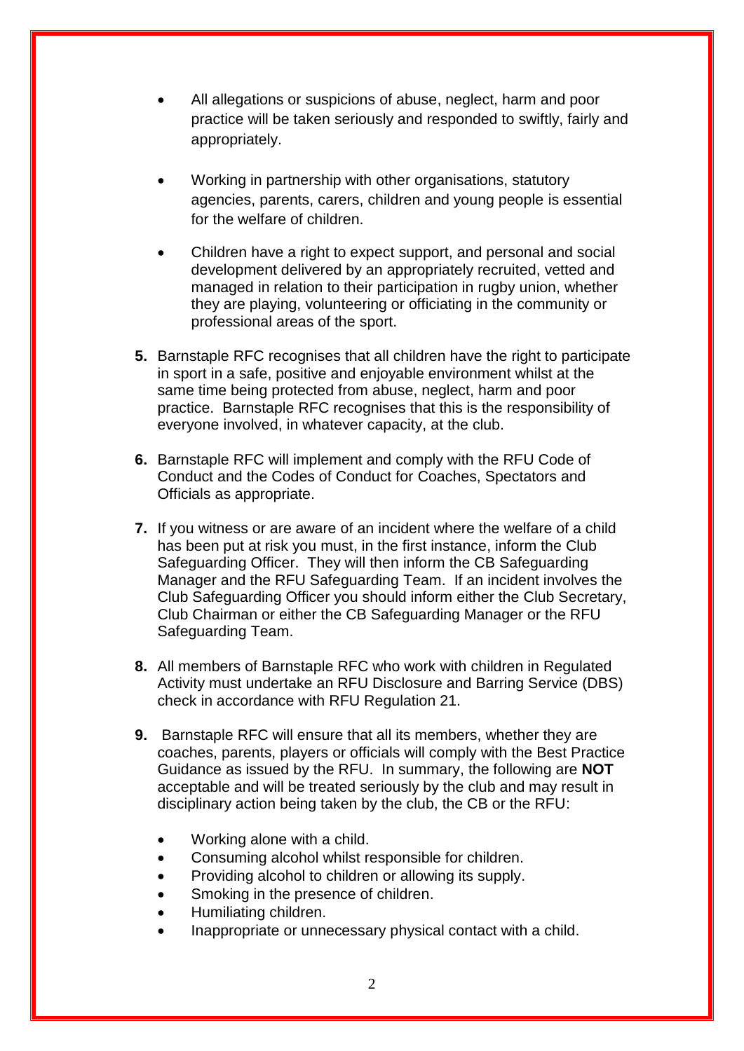- All allegations or suspicions of abuse, neglect, harm and poor practice will be taken seriously and responded to swiftly, fairly and appropriately.

- Working in partnership with other organisations, statutory agencies, parents, carers, children and young people is essential for the welfare of children.

- Children have a right to expect support, and personal and social development delivered by an appropriately recruited, vetted and managed in relation to their participation in rugby union, whether they are playing, volunteering or officiating in the community or professional areas of the sport.

**5.** Barnstaple RFC recognises that all children have the right to participate in sport in a safe, positive and enjoyable environment whilst at the same time being protected from abuse, neglect, harm and poor practice. Barnstaple RFC recognises that this is the responsibility of everyone involved, in whatever capacity, at the club.

**6.** Barnstaple RFC will implement and comply with the RFU Code of Conduct and the Codes of Conduct for Coaches, Spectators and Officials as appropriate.

**7.** If you witness or are aware of an incident where the welfare of a child has been put at risk you must, in the first instance, inform the Club Safeguarding Officer. They will then inform the CB Safeguarding Manager and the RFU Safeguarding Team. If an incident involves the Club Safeguarding Officer you should inform either the Club Secretary, Club Chairman or either the CB Safeguarding Manager or the RFU Safeguarding Team.

**8.** All members of Barnstaple RFC who work with children in Regulated Activity must undertake an RFU Disclosure and Barring Service (DBS) check in accordance with RFU Regulation 21.

**9.** Barnstaple RFC will ensure that all its members, whether they are coaches, parents, players or officials will comply with the Best Practice Guidance as issued by the RFU. In summary, the following are **NOT** acceptable and will be treated seriously by the club and may result in disciplinary action being taken by the club, the CB or the RFU:

- Working alone with a child.
- Consuming alcohol whilst responsible for children.
- Providing alcohol to children or allowing its supply.
- Smoking in the presence of children.
- Humiliating children.
- Inappropriate or unnecessary physical contact with a child.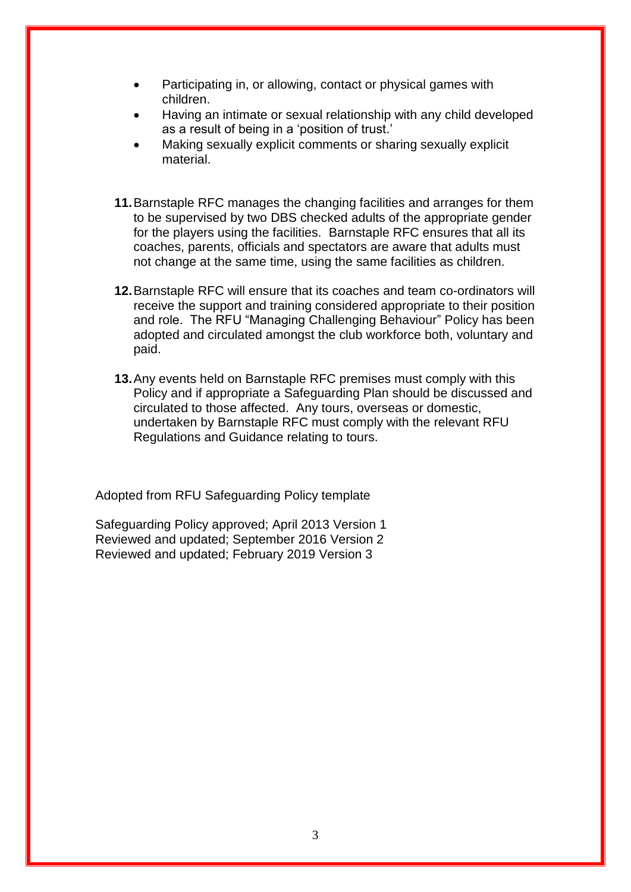- Participating in, or allowing, contact or physical games with children.
- Having an intimate or sexual relationship with any child developed as a result of being in a 'position of trust.'
- Making sexually explicit comments or sharing sexually explicit material.

**11.** Barnstaple RFC manages the changing facilities and arranges for them to be supervised by two DBS checked adults of the appropriate gender for the players using the facilities. Barnstaple RFC ensures that all its coaches, parents, officials and spectators are aware that adults must not change at the same time, using the same facilities as children.

**12.** Barnstaple RFC will ensure that its coaches and team co-ordinators will receive the support and training considered appropriate to their position and role. The RFU "Managing Challenging Behaviour" Policy has been adopted and circulated amongst the club workforce both, voluntary and paid.

**13.** Any events held on Barnstaple RFC premises must comply with this Policy and if appropriate a Safeguarding Plan should be discussed and circulated to those affected. Any tours, overseas or domestic, undertaken by Barnstaple RFC must comply with the relevant RFU Regulations and Guidance relating to tours.

Adopted from RFU Safeguarding Policy template

Safeguarding Policy approved; April 2013 Version 1
Reviewed and updated; September 2016 Version 2
Reviewed and updated; February 2019 Version 3